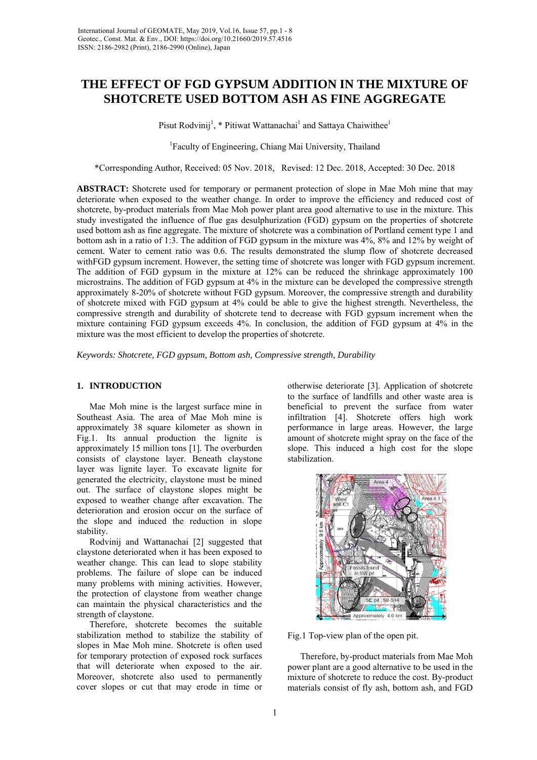# THE EFFECT OF FGD GYPSUM ADDITION IN THE MIXTURE OF SHOTCRETE USED BOTTOM ASH AS FINE AGGREGATE

Pisut Rodvinij[1], * Pitiwat Wattanachai[1] and Sattaya Chaiwithee[1]

[1]Faculty of Engineering, Chiang Mai University, Thailand

*Corresponding Author, Received: 05 Nov. 2018, Revised: 12 Dec. 2018, Accepted: 30 Dec. 2018

**ABSTRACT:** Shotcrete used for temporary or permanent protection of slope in Mae Moh mine that may deteriorate when exposed to the weather change. In order to improve the efficiency and reduced cost of shotcrete, by-product materials from Mae Moh power plant area good alternative to use in the mixture. This study investigated the influence of flue gas desulphurization (FGD) gypsum on the properties of shotcrete used bottom ash as fine aggregate. The mixture of shotcrete was a combination of Portland cement type 1 and bottom ash in a ratio of 1:3. The addition of FGD gypsum in the mixture was 4%, 8% and 12% by weight of cement. Water to cement ratio was 0.6. The results demonstrated the slump flow of shotcrete decreased withFGD gypsum increment. However, the setting time of shotcrete was longer with FGD gypsum increment. The addition of FGD gypsum in the mixture at 12% can be reduced the shrinkage approximately 100 microstrains. The addition of FGD gypsum at 4% in the mixture can be developed the compressive strength approximately 8-20% of shotcrete without FGD gypsum. Moreover, the compressive strength and durability of shotcrete mixed with FGD gypsum at 4% could be able to give the highest strength. Nevertheless, the compressive strength and durability of shotcrete tend to decrease with FGD gypsum increment when the mixture containing FGD gypsum exceeds 4%. In conclusion, the addition of FGD gypsum at 4% in the mixture was the most efficient to develop the properties of shotcrete.

*Keywords: Shotcrete, FGD gypsum, Bottom ash, Compressive strength, Durability*

## 1. INTRODUCTION

Mae Moh mine is the largest surface mine in Southeast Asia. The area of Mae Moh mine is approximately 38 square kilometer as shown in Fig.1. Its annual production the lignite is approximately 15 million tons [1]. The overburden consists of claystone layer. Beneath claystone layer was lignite layer. To excavate lignite for generated the electricity, claystone must be mined out. The surface of claystone slopes might be exposed to weather change after excavation. The deterioration and erosion occur on the surface of the slope and induced the reduction in slope stability.

Rodvinij and Wattanachai [2] suggested that claystone deteriorated when it has been exposed to weather change. This can lead to slope stability problems. The failure of slope can be induced many problems with mining activities. However, the protection of claystone from weather change can maintain the physical characteristics and the strength of claystone.

Therefore, shotcrete becomes the suitable stabilization method to stabilize the stability of slopes in Mae Moh mine. Shotcrete is often used for temporary protection of exposed rock surfaces that will deteriorate when exposed to the air. Moreover, shotcrete also used to permanently cover slopes or cut that may erode in time or otherwise deteriorate [3]. Application of shotcrete to the surface of landfills and other waste area is beneficial to prevent the surface from water infiltration [4]. Shotcrete offers high work performance in large areas. However, the large amount of shotcrete might spray on the face of the slope. This induced a high cost for the slope stabilization.

Area 4

West wall C1

Area 4.1

Approximately 9.5 km

269

Fossils found in SW pit

SE pit : S9-S14

Approximately 4.0 km

Fig.1 Top-view plan of the open pit.

Therefore, by-product materials from Mae Moh power plant are a good alternative to be used in the mixture of shotcrete to reduce the cost. By-product materials consist of fly ash, bottom ash, and FGD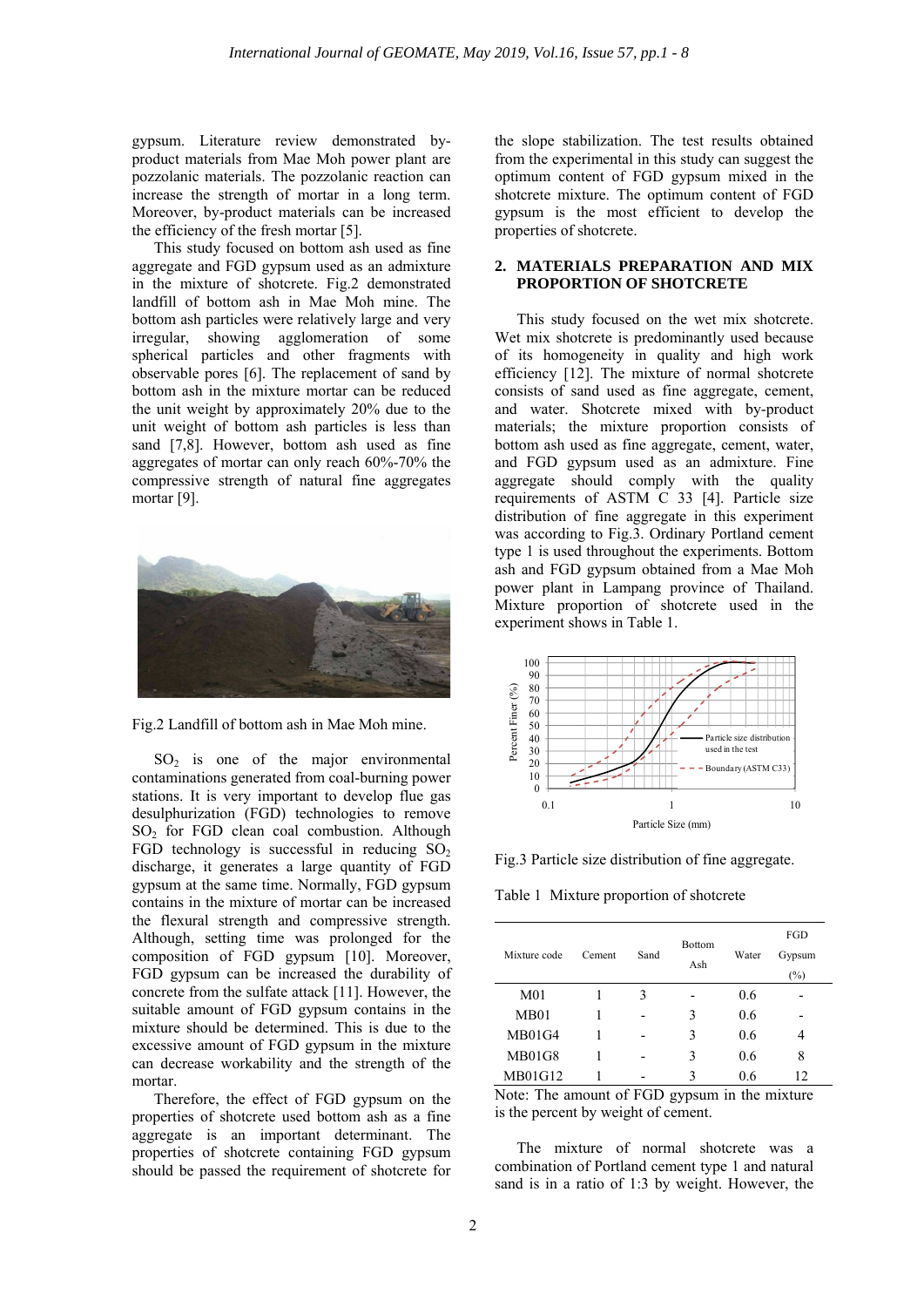gypsum. Literature review demonstrated by-product materials from Mae Moh power plant are pozzolanic materials. The pozzolanic reaction can increase the strength of mortar in a long term. Moreover, by-product materials can be increased the efficiency of the fresh mortar [5].

This study focused on bottom ash used as fine aggregate and FGD gypsum used as an admixture in the mixture of shotcrete. Fig.2 demonstrated landfill of bottom ash in Mae Moh mine. The bottom ash particles were relatively large and very irregular, showing agglomeration of some spherical particles and other fragments with observable pores [6]. The replacement of sand by bottom ash in the mixture mortar can be reduced the unit weight by approximately 20% due to the unit weight of bottom ash particles is less than sand [7,8]. However, bottom ash used as fine aggregates of mortar can only reach 60%-70% the compressive strength of natural fine aggregates mortar [9].

Fig.2 Landfill of bottom ash in Mae Moh mine.

$SO_2$ is one of the major environmental contaminations generated from coal-burning power stations. It is very important to develop flue gas desulphurization (FGD) technologies to remove $SO_2$ for FGD clean coal combustion. Although FGD technology is successful in reducing $SO_2$ discharge, it generates a large quantity of FGD gypsum at the same time. Normally, FGD gypsum contains in the mixture of mortar can be increased the flexural strength and compressive strength. Although, setting time was prolonged for the composition of FGD gypsum [10]. Moreover, FGD gypsum can be increased the durability of concrete from the sulfate attack [11]. However, the suitable amount of FGD gypsum contains in the mixture should be determined. This is due to the excessive amount of FGD gypsum in the mixture can decrease workability and the strength of the mortar.

Therefore, the effect of FGD gypsum on the properties of shotcrete used bottom ash as a fine aggregate is an important determinant. The properties of shotcrete containing FGD gypsum should be passed the requirement of shotcrete for the slope stabilization. The test results obtained from the experimental in this study can suggest the optimum content of FGD gypsum mixed in the shotcrete mixture. The optimum content of FGD gypsum is the most efficient to develop the properties of shotcrete.

## 2. MATERIALS PREPARATION AND MIX PROPORTION OF SHOTCRETE

This study focused on the wet mix shotcrete. Wet mix shotcrete is predominantly used because of its homogeneity in quality and high work efficiency [12]. The mixture of normal shotcrete consists of sand used as fine aggregate, cement, and water. Shotcrete mixed with by-product materials; the mixture proportion consists of bottom ash used as fine aggregate, cement, water, and FGD gypsum used as an admixture. Fine aggregate should comply with the quality requirements of ASTM C 33 [4]. Particle size distribution of fine aggregate in this experiment was according to Fig.3. Ordinary Portland cement type 1 is used throughout the experiments. Bottom ash and FGD gypsum obtained from a Mae Moh power plant in Lampang province of Thailand. Mixture proportion of shotcrete used in the experiment shows in Table 1.

Fig.3 Particle size distribution of fine aggregate.

Table 1 Mixture proportion of shotcrete

| Mixture code | Cement | Sand | Bottom Ash | Water | FGD Gypsum (%) |
|---|---|---|---|---|---|
| M01 | 1 | 3 | - | 0.6 | - |
| MB01 | 1 | - | 3 | 0.6 | - |
| MB01G4 | 1 | - | 3 | 0.6 | 4 |
| MB01G8 | 1 | - | 3 | 0.6 | 8 |
| MB01G12 | 1 | - | 3 | 0.6 | 12 |

Note: The amount of FGD gypsum in the mixture is the percent by weight of cement.

The mixture of normal shotcrete was a combination of Portland cement type 1 and natural sand is in a ratio of 1:3 by weight. However, the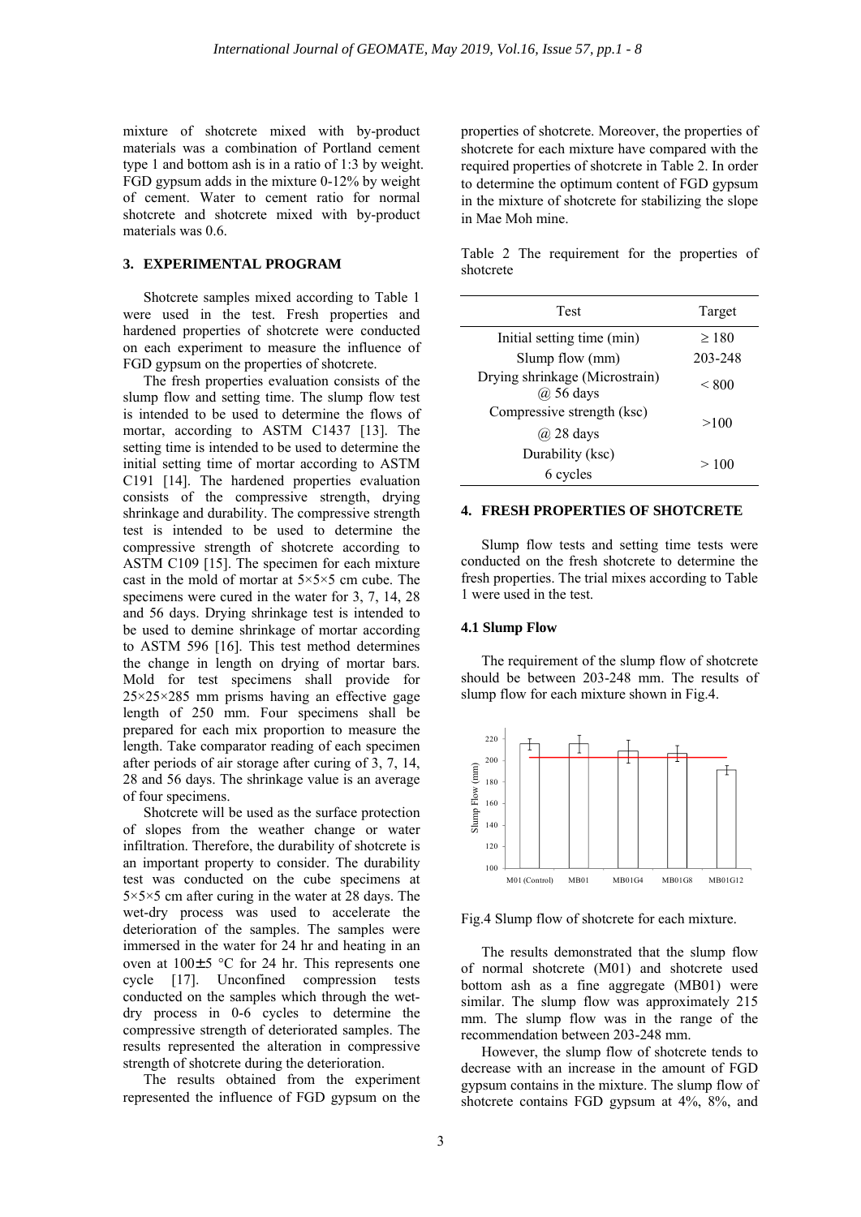mixture of shotcrete mixed with by-product materials was a combination of Portland cement type 1 and bottom ash is in a ratio of 1:3 by weight. FGD gypsum adds in the mixture 0-12% by weight of cement. Water to cement ratio for normal shotcrete and shotcrete mixed with by-product materials was 0.6.

## 3. EXPERIMENTAL PROGRAM

Shotcrete samples mixed according to Table 1 were used in the test. Fresh properties and hardened properties of shotcrete were conducted on each experiment to measure the influence of FGD gypsum on the properties of shotcrete.

The fresh properties evaluation consists of the slump flow and setting time. The slump flow test is intended to be used to determine the flows of mortar, according to ASTM C1437 [13]. The setting time is intended to be used to determine the initial setting time of mortar according to ASTM C191 [14]. The hardened properties evaluation consists of the compressive strength, drying shrinkage and durability. The compressive strength test is intended to be used to determine the compressive strength of shotcrete according to ASTM C109 [15]. The specimen for each mixture cast in the mold of mortar at 5×5×5 cm cube. The specimens were cured in the water for 3, 7, 14, 28 and 56 days. Drying shrinkage test is intended to be used to demine shrinkage of mortar according to ASTM 596 [16]. This test method determines the change in length on drying of mortar bars. Mold for test specimens shall provide for 25×25×285 mm prisms having an effective gage length of 250 mm. Four specimens shall be prepared for each mix proportion to measure the length. Take comparator reading of each specimen after periods of air storage after curing of 3, 7, 14, 28 and 56 days. The shrinkage value is an average of four specimens.

Shotcrete will be used as the surface protection of slopes from the weather change or water infiltration. Therefore, the durability of shotcrete is an important property to consider. The durability test was conducted on the cube specimens at 5×5×5 cm after curing in the water at 28 days. The wet-dry process was used to accelerate the deterioration of the samples. The samples were immersed in the water for 24 hr and heating in an oven at 100±5 °C for 24 hr. This represents one cycle [17]. Unconfined compression tests conducted on the samples which through the wet-dry process in 0-6 cycles to determine the compressive strength of deteriorated samples. The results represented the alteration in compressive strength of shotcrete during the deterioration.

The results obtained from the experiment represented the influence of FGD gypsum on the properties of shotcrete. Moreover, the properties of shotcrete for each mixture have compared with the required properties of shotcrete in Table 2. In order to determine the optimum content of FGD gypsum in the mixture of shotcrete for stabilizing the slope in Mae Moh mine.

Table 2 The requirement for the properties of shotcrete

| Test | Target |
|---|---|
| Initial setting time (min) | ≥ 180 |
| Slump flow (mm) | 203-248 |
| Drying shrinkage (Microstrain) @ 56 days | < 800 |
| Compressive strength (ksc) @ 28 days | >100 |
| Durability (ksc) 6 cycles | > 100 |

## 4. FRESH PROPERTIES OF SHOTCRETE

Slump flow tests and setting time tests were conducted on the fresh shotcrete to determine the fresh properties. The trial mixes according to Table 1 were used in the test.

### 4.1 Slump Flow

The requirement of the slump flow of shotcrete should be between 203-248 mm. The results of slump flow for each mixture shown in Fig.4.

Slump Flow (mm)
220
200
180
160
140
120
100
M01 (Control)
MB01
MB01G4
MB01G8
MB01G12

Fig.4 Slump flow of shotcrete for each mixture.

The results demonstrated that the slump flow of normal shotcrete (M01) and shotcrete used bottom ash as a fine aggregate (MB01) were similar. The slump flow was approximately 215 mm. The slump flow was in the range of the recommendation between 203-248 mm.

However, the slump flow of shotcrete tends to decrease with an increase in the amount of FGD gypsum contains in the mixture. The slump flow of shotcrete contains FGD gypsum at 4%, 8%, and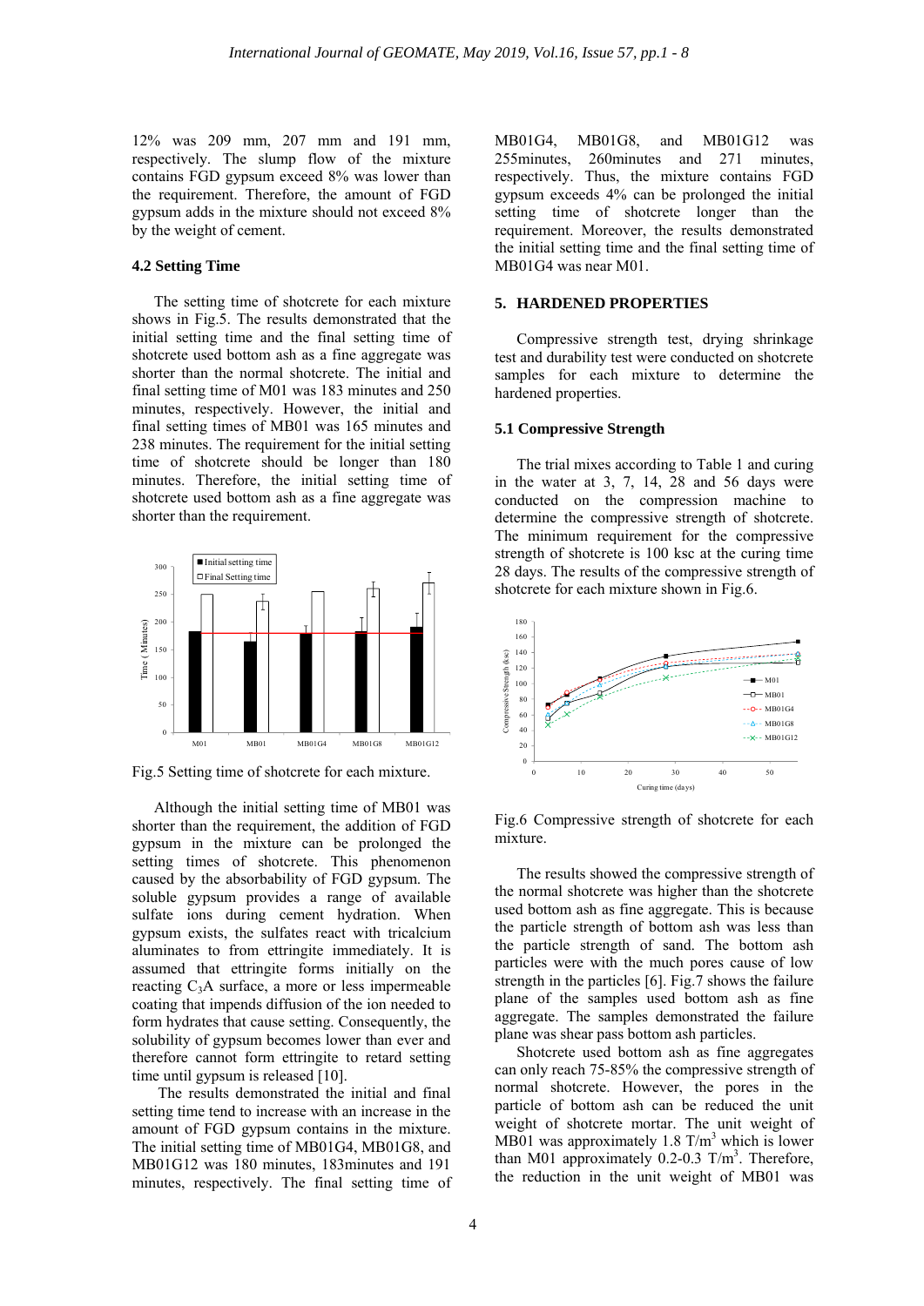12% was 209 mm, 207 mm and 191 mm, respectively. The slump flow of the mixture contains FGD gypsum exceed 8% was lower than the requirement. Therefore, the amount of FGD gypsum adds in the mixture should not exceed 8% by the weight of cement.

### 4.2 Setting Time

The setting time of shotcrete for each mixture shows in Fig.5. The results demonstrated that the initial setting time and the final setting time of shotcrete used bottom ash as a fine aggregate was shorter than the normal shotcrete. The initial and final setting time of M01 was 183 minutes and 250 minutes, respectively. However, the initial and final setting times of MB01 was 165 minutes and 238 minutes. The requirement for the initial setting time of shotcrete should be longer than 180 minutes. Therefore, the initial setting time of shotcrete used bottom ash as a fine aggregate was shorter than the requirement.

Initial setting time
Final Setting time
Time ( Minutes)
0
50
100
150
200
250
300
M01
MB01
MB01G4
MB01G8
MB01G12

Fig.5 Setting time of shotcrete for each mixture.

Although the initial setting time of MB01 was shorter than the requirement, the addition of FGD gypsum in the mixture can be prolonged the setting times of shotcrete. This phenomenon caused by the absorbability of FGD gypsum. The soluble gypsum provides a range of available sulfate ions during cement hydration. When gypsum exists, the sulfates react with tricalcium aluminates to from ettringite immediately. It is assumed that ettringite forms initially on the reacting $C_3A$ surface, a more or less impermeable coating that impends diffusion of the ion needed to form hydrates that cause setting. Consequently, the solubility of gypsum becomes lower than ever and therefore cannot form ettringite to retard setting time until gypsum is released [10].

The results demonstrated the initial and final setting time tend to increase with an increase in the amount of FGD gypsum contains in the mixture. The initial setting time of MB01G4, MB01G8, and MB01G12 was 180 minutes, 183minutes and 191 minutes, respectively. The final setting time of MB01G4, MB01G8, and MB01G12 was 255minutes, 260minutes and 271 minutes, respectively. Thus, the mixture contains FGD gypsum exceeds 4% can be prolonged the initial setting time of shotcrete longer than the requirement. Moreover, the results demonstrated the initial setting time and the final setting time of MB01G4 was near M01.

## 5. HARDENED PROPERTIES

Compressive strength test, drying shrinkage test and durability test were conducted on shotcrete samples for each mixture to determine the hardened properties.

### 5.1 Compressive Strength

The trial mixes according to Table 1 and curing in the water at 3, 7, 14, 28 and 56 days were conducted on the compression machine to determine the compressive strength of shotcrete. The minimum requirement for the compressive strength of shotcrete is 100 ksc at the curing time 28 days. The results of the compressive strength of shotcrete for each mixture shown in Fig.6.

Compressive Strength (ksc)
0
20
40
60
80
100
120
140
160
180
0
10
20
30
40
50
Curing time (days)
M01
MB01
MB01G4
MB01G8
MB01G12

Fig.6 Compressive strength of shotcrete for each mixture.

The results showed the compressive strength of the normal shotcrete was higher than the shotcrete used bottom ash as fine aggregate. This is because the particle strength of bottom ash was less than the particle strength of sand. The bottom ash particles were with the much pores cause of low strength in the particles [6]. Fig.7 shows the failure plane of the samples used bottom ash as fine aggregate. The samples demonstrated the failure plane was shear pass bottom ash particles.

Shotcrete used bottom ash as fine aggregates can only reach 75-85% the compressive strength of normal shotcrete. However, the pores in the particle of bottom ash can be reduced the unit weight of shotcrete mortar. The unit weight of MB01 was approximately 1.8 $T/m^3$ which is lower than M01 approximately 0.2-0.3 $T/m^3$. Therefore, the reduction in the unit weight of MB01 was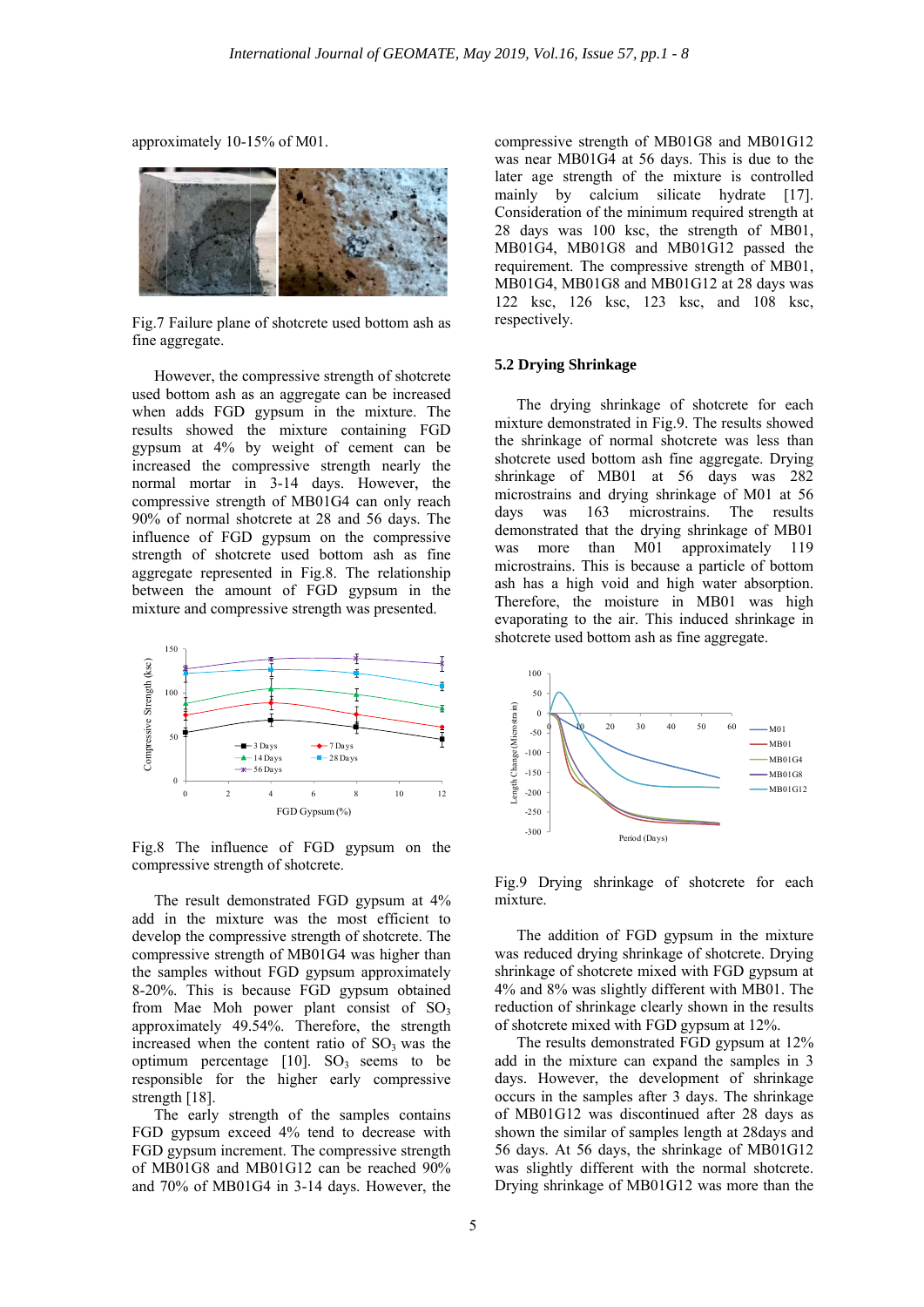approximately 10-15% of M01.

Fig.7 Failure plane of shotcrete used bottom ash as fine aggregate.

However, the compressive strength of shotcrete used bottom ash as an aggregate can be increased when adds FGD gypsum in the mixture. The results showed the mixture containing FGD gypsum at 4% by weight of cement can be increased the compressive strength nearly the normal mortar in 3-14 days. However, the compressive strength of MB01G4 can only reach 90% of normal shotcrete at 28 and 56 days. The influence of FGD gypsum on the compressive strength of shotcrete used bottom ash as fine aggregate represented in Fig.8. The relationship between the amount of FGD gypsum in the mixture and compressive strength was presented.

150
100
50
0
Compressive Strength (ksc)
0 2 4 6 8 10 12
FGD Gypsum (%)
3 Days
7 Days
14 Days
28 Days
56 Days

Fig.8 The influence of FGD gypsum on the compressive strength of shotcrete.

The result demonstrated FGD gypsum at 4% add in the mixture was the most efficient to develop the compressive strength of shotcrete. The compressive strength of MB01G4 was higher than the samples without FGD gypsum approximately 8-20%. This is because FGD gypsum obtained from Mae Moh power plant consist of $SO_3$ approximately 49.54%. Therefore, the strength increased when the content ratio of $SO_3$ was the optimum percentage [10]. $SO_3$ seems to be responsible for the higher early compressive strength [18].

The early strength of the samples contains FGD gypsum exceed 4% tend to decrease with FGD gypsum increment. The compressive strength of MB01G8 and MB01G12 can be reached 90% and 70% of MB01G4 in 3-14 days. However, the compressive strength of MB01G8 and MB01G12 was near MB01G4 at 56 days. This is due to the later age strength of the mixture is controlled mainly by calcium silicate hydrate [17]. Consideration of the minimum required strength at 28 days was 100 ksc, the strength of MB01, MB01G4, MB01G8 and MB01G12 passed the requirement. The compressive strength of MB01, MB01G4, MB01G8 and MB01G12 at 28 days was 122 ksc, 126 ksc, 123 ksc, and 108 ksc, respectively.

### 5.2 Drying Shrinkage

The drying shrinkage of shotcrete for each mixture demonstrated in Fig.9. The results showed the shrinkage of normal shotcrete was less than shotcrete used bottom ash fine aggregate. Drying shrinkage of MB01 at 56 days was 282 microstrains and drying shrinkage of M01 at 56 days was 163 microstrains. The results demonstrated that the drying shrinkage of MB01 was more than M01 approximately 119 microstrains. This is because a particle of bottom ash has a high void and high water absorption. Therefore, the moisture in MB01 was high evaporating to the air. This induced shrinkage in shotcrete used bottom ash as fine aggregate.

100
50
0
-50
-100
-150
-200
-250
-300
Length Change (Microstrain)
0 10 20 30 40 50 60
Period (Days)
M01
MB01
MB01G4
MB01G8
MB01G12

Fig.9 Drying shrinkage of shotcrete for each mixture.

The addition of FGD gypsum in the mixture was reduced drying shrinkage of shotcrete. Drying shrinkage of shotcrete mixed with FGD gypsum at 4% and 8% was slightly different with MB01. The reduction of shrinkage clearly shown in the results of shotcrete mixed with FGD gypsum at 12%.

The results demonstrated FGD gypsum at 12% add in the mixture can expand the samples in 3 days. However, the development of shrinkage occurs in the samples after 3 days. The shrinkage of MB01G12 was discontinued after 28 days as shown the similar of samples length at 28days and 56 days. At 56 days, the shrinkage of MB01G12 was slightly different with the normal shotcrete. Drying shrinkage of MB01G12 was more than the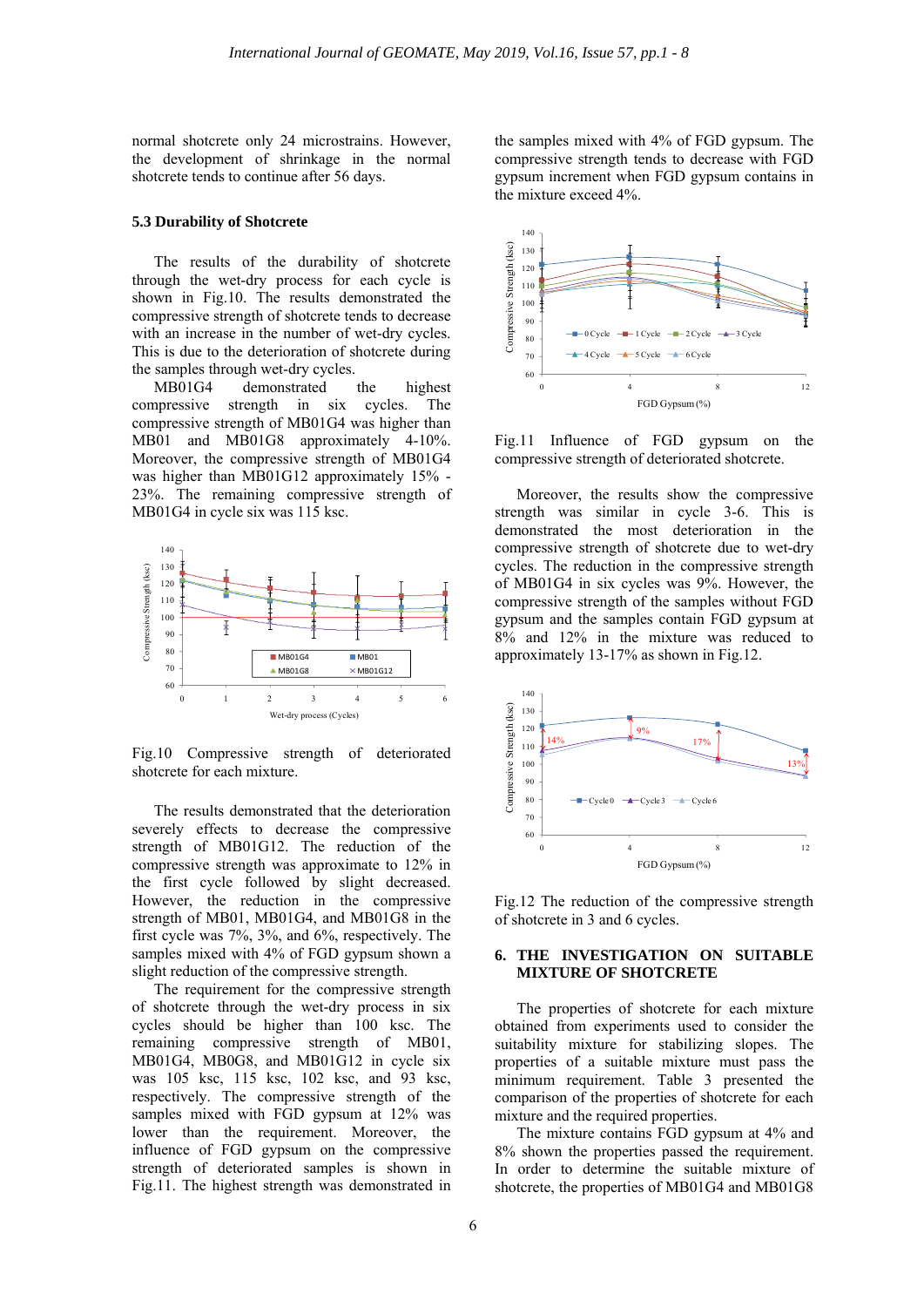normal shotcrete only 24 microstrains. However, the development of shrinkage in the normal shotcrete tends to continue after 56 days.

### 5.3 Durability of Shotcrete

The results of the durability of shotcrete through the wet-dry process for each cycle is shown in Fig.10. The results demonstrated the compressive strength of shotcrete tends to decrease with an increase in the number of wet-dry cycles. This is due to the deterioration of shotcrete during the samples through wet-dry cycles.

MB01G4 demonstrated the highest compressive strength in six cycles. The compressive strength of MB01G4 was higher than MB01 and MB01G8 approximately 4-10%. Moreover, the compressive strength of MB01G4 was higher than MB01G12 approximately 15% - 23%. The remaining compressive strength of MB01G4 in cycle six was 115 ksc.

140
130
120
110
100
90
80
70
60
Compressive Strength (ksc)
0 1 2 3 4 5 6
Wet-dry process (Cycles)
MB01G4
MB01
MB01G8
MB01G12

Fig.10 Compressive strength of deteriorated shotcrete for each mixture.

The results demonstrated that the deterioration severely effects to decrease the compressive strength of MB01G12. The reduction of the compressive strength was approximate to 12% in the first cycle followed by slight decreased. However, the reduction in the compressive strength of MB01, MB01G4, and MB01G8 in the first cycle was 7%, 3%, and 6%, respectively. The samples mixed with 4% of FGD gypsum shown a slight reduction of the compressive strength.

The requirement for the compressive strength of shotcrete through the wet-dry process in six cycles should be higher than 100 ksc. The remaining compressive strength of MB01, MB01G4, MB0G8, and MB01G12 in cycle six was 105 ksc, 115 ksc, 102 ksc, and 93 ksc, respectively. The compressive strength of the samples mixed with FGD gypsum at 12% was lower than the requirement. Moreover, the influence of FGD gypsum on the compressive strength of deteriorated samples is shown in Fig.11. The highest strength was demonstrated in the samples mixed with 4% of FGD gypsum. The compressive strength tends to decrease with FGD gypsum increment when FGD gypsum contains in the mixture exceed 4%.

140
130
120
110
100
90
80
70
60
Compressive Strength (ksc)
0 4 8 12
FGD Gypsum (%)
0 Cycle
1 Cycle
2 Cycle
3 Cycle
4 Cycle
5 Cycle
6 Cycle

Fig.11 Influence of FGD gypsum on the compressive strength of deteriorated shotcrete.

Moreover, the results show the compressive strength was similar in cycle 3-6. This is demonstrated the most deterioration in the compressive strength of shotcrete due to wet-dry cycles. The reduction in the compressive strength of MB01G4 in six cycles was 9%. However, the compressive strength of the samples without FGD gypsum and the samples contain FGD gypsum at 8% and 12% in the mixture was reduced to approximately 13-17% as shown in Fig.12.

140
130
120
110
100
90
80
70
60
Compressive Strength (ksc)
14%
9%
17%
13%
0 4 8 12
FGD Gypsum (%)
Cycle 0
Cycle 3
Cycle 6

Fig.12 The reduction of the compressive strength of shotcrete in 3 and 6 cycles.

## 6. THE INVESTIGATION ON SUITABLE MIXTURE OF SHOTCRETE

The properties of shotcrete for each mixture obtained from experiments used to consider the suitability mixture for stabilizing slopes. The properties of a suitable mixture must pass the minimum requirement. Table 3 presented the comparison of the properties of shotcrete for each mixture and the required properties.

The mixture contains FGD gypsum at 4% and 8% shown the properties passed the requirement. In order to determine the suitable mixture of shotcrete, the properties of MB01G4 and MB01G8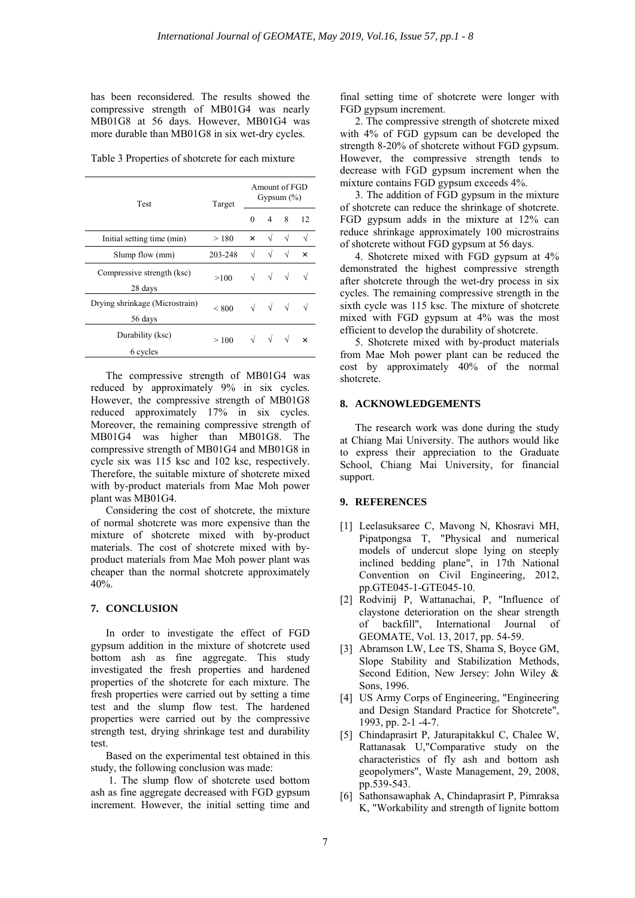has been reconsidered. The results showed the compressive strength of MB01G4 was nearly MB01G8 at 56 days. However, MB01G4 was more durable than MB01G8 in six wet-dry cycles.

Table 3 Properties of shotcrete for each mixture

| Test | Target | Amount of FGD Gypsum (%) | | | |
|---|---|---|---|---|---|
| | | 0 | 4 | 8 | 12 |
| Initial setting time (min) | > 180 | × | √ | √ | √ |
| Slump flow (mm) | 203-248 | √ | √ | √ | × |
| Compressive strength (ksc) 28 days | >100 | √ | √ | √ | √ |
| Drying shrinkage (Microstrain) 56 days | < 800 | √ | √ | √ | √ |
| Durability (ksc) 6 cycles | > 100 | √ | √ | √ | × |

The compressive strength of MB01G4 was reduced by approximately 9% in six cycles. However, the compressive strength of MB01G8 reduced approximately 17% in six cycles. Moreover, the remaining compressive strength of MB01G4 was higher than MB01G8. The compressive strength of MB01G4 and MB01G8 in cycle six was 115 ksc and 102 ksc, respectively. Therefore, the suitable mixture of shotcrete mixed with by-product materials from Mae Moh power plant was MB01G4.

Considering the cost of shotcrete, the mixture of normal shotcrete was more expensive than the mixture of shotcrete mixed with by-product materials. The cost of shotcrete mixed with by-product materials from Mae Moh power plant was cheaper than the normal shotcrete approximately 40%.

## 7. CONCLUSION

In order to investigate the effect of FGD gypsum addition in the mixture of shotcrete used bottom ash as fine aggregate. This study investigated the fresh properties and hardened properties of the shotcrete for each mixture. The fresh properties were carried out by setting a time test and the slump flow test. The hardened properties were carried out by the compressive strength test, drying shrinkage test and durability test.

Based on the experimental test obtained in this study, the following conclusion was made:

1. The slump flow of shotcrete used bottom ash as fine aggregate decreased with FGD gypsum increment. However, the initial setting time and final setting time of shotcrete were longer with FGD gypsum increment.

2. The compressive strength of shotcrete mixed with 4% of FGD gypsum can be developed the strength 8-20% of shotcrete without FGD gypsum. However, the compressive strength tends to decrease with FGD gypsum increment when the mixture contains FGD gypsum exceeds 4%.

3. The addition of FGD gypsum in the mixture of shotcrete can reduce the shrinkage of shotcrete. FGD gypsum adds in the mixture at 12% can reduce shrinkage approximately 100 microstrains of shotcrete without FGD gypsum at 56 days.

4. Shotcrete mixed with FGD gypsum at 4% demonstrated the highest compressive strength after shotcrete through the wet-dry process in six cycles. The remaining compressive strength in the sixth cycle was 115 ksc. The mixture of shotcrete mixed with FGD gypsum at 4% was the most efficient to develop the durability of shotcrete.

5. Shotcrete mixed with by-product materials from Mae Moh power plant can be reduced the cost by approximately 40% of the normal shotcrete.

## 8. ACKNOWLEDGEMENTS

The research work was done during the study at Chiang Mai University. The authors would like to express their appreciation to the Graduate School, Chiang Mai University, for financial support.

## 9. REFERENCES

[1] Leelasuksaree C, Mavong N, Khosravi MH, Pipatpongsa T, "Physical and numerical models of undercut slope lying on steeply inclined bedding plane", in 17th National Convention on Civil Engineering, 2012, pp.GTE045-1-GTE045-10.

[2] Rodvinij P, Wattanachai, P, "Influence of claystone deterioration on the shear strength of backfill", International Journal of GEOMATE, Vol. 13, 2017, pp. 54-59.

[3] Abramson LW, Lee TS, Shama S, Boyce GM, Slope Stability and Stabilization Methods, Second Edition, New Jersey: John Wiley & Sons, 1996.

[4] US Army Corps of Engineering, "Engineering and Design Standard Practice for Shotcrete", 1993, pp. 2-1 -4-7.

[5] Chindaprasirt P, Jaturapitakkul C, Chalee W, Rattanasak U,"Comparative study on the characteristics of fly ash and bottom ash geopolymers", Waste Management, 29, 2008, pp.539-543.

[6] Sathonsawaphak A, Chindaprasirt P, Pimraksa K, "Workability and strength of lignite bottom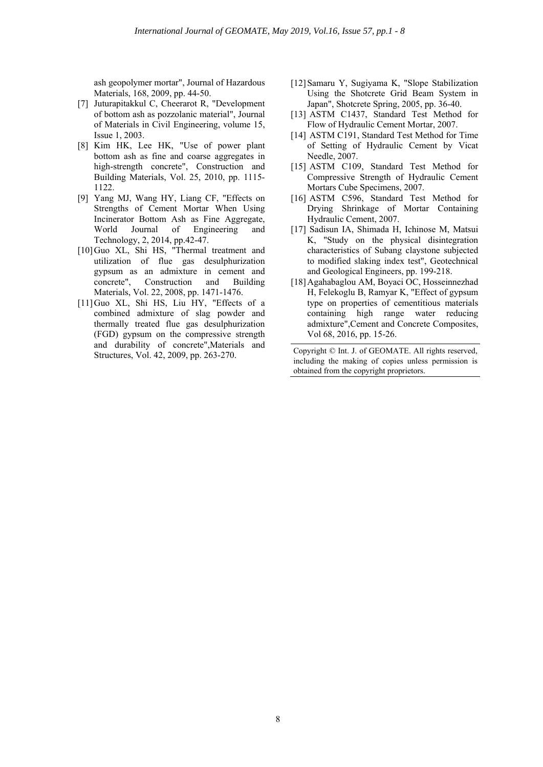ash geopolymer mortar", Journal of Hazardous Materials, 168, 2009, pp. 44-50.

[7] Juturapitakkul C, Cheerarot R, "Development of bottom ash as pozzolanic material", Journal of Materials in Civil Engineering, volume 15, Issue 1, 2003.

[8] Kim HK, Lee HK, "Use of power plant bottom ash as fine and coarse aggregates in high-strength concrete", Construction and Building Materials, Vol. 25, 2010, pp. 1115-1122.

[9] Yang MJ, Wang HY, Liang CF, "Effects on Strengths of Cement Mortar When Using Incinerator Bottom Ash as Fine Aggregate, World Journal of Engineering and Technology, 2, 2014, pp.42-47.

[10] Guo XL, Shi HS, "Thermal treatment and utilization of flue gas desulphurization gypsum as an admixture in cement and concrete", Construction and Building Materials, Vol. 22, 2008, pp. 1471-1476.

[11] Guo XL, Shi HS, Liu HY, "Effects of a combined admixture of slag powder and thermally treated flue gas desulphurization (FGD) gypsum on the compressive strength and durability of concrete",Materials and Structures, Vol. 42, 2009, pp. 263-270.

[12] Samaru Y, Sugiyama K, "Slope Stabilization Using the Shotcrete Grid Beam System in Japan", Shotcrete Spring, 2005, pp. 36-40.

[13] ASTM C1437, Standard Test Method for Flow of Hydraulic Cement Mortar, 2007.

[14] ASTM C191, Standard Test Method for Time of Setting of Hydraulic Cement by Vicat Needle, 2007.

[15] ASTM C109, Standard Test Method for Compressive Strength of Hydraulic Cement Mortars Cube Specimens, 2007.

[16] ASTM C596, Standard Test Method for Drying Shrinkage of Mortar Containing Hydraulic Cement, 2007.

[17] Sadisun IA, Shimada H, Ichinose M, Matsui K, "Study on the physical disintegration characteristics of Subang claystone subjected to modified slaking index test", Geotechnical and Geological Engineers, pp. 199-218.

[18] Agahabaglou AM, Boyaci OC, Hosseinnezhad H, Felekoglu B, Ramyar K, "Effect of gypsum type on properties of cementitious materials containing high range water reducing admixture",Cement and Concrete Composites, Vol 68, 2016, pp. 15-26.

Copyright © Int. J. of GEOMATE. All rights reserved, including the making of copies unless permission is obtained from the copyright proprietors.